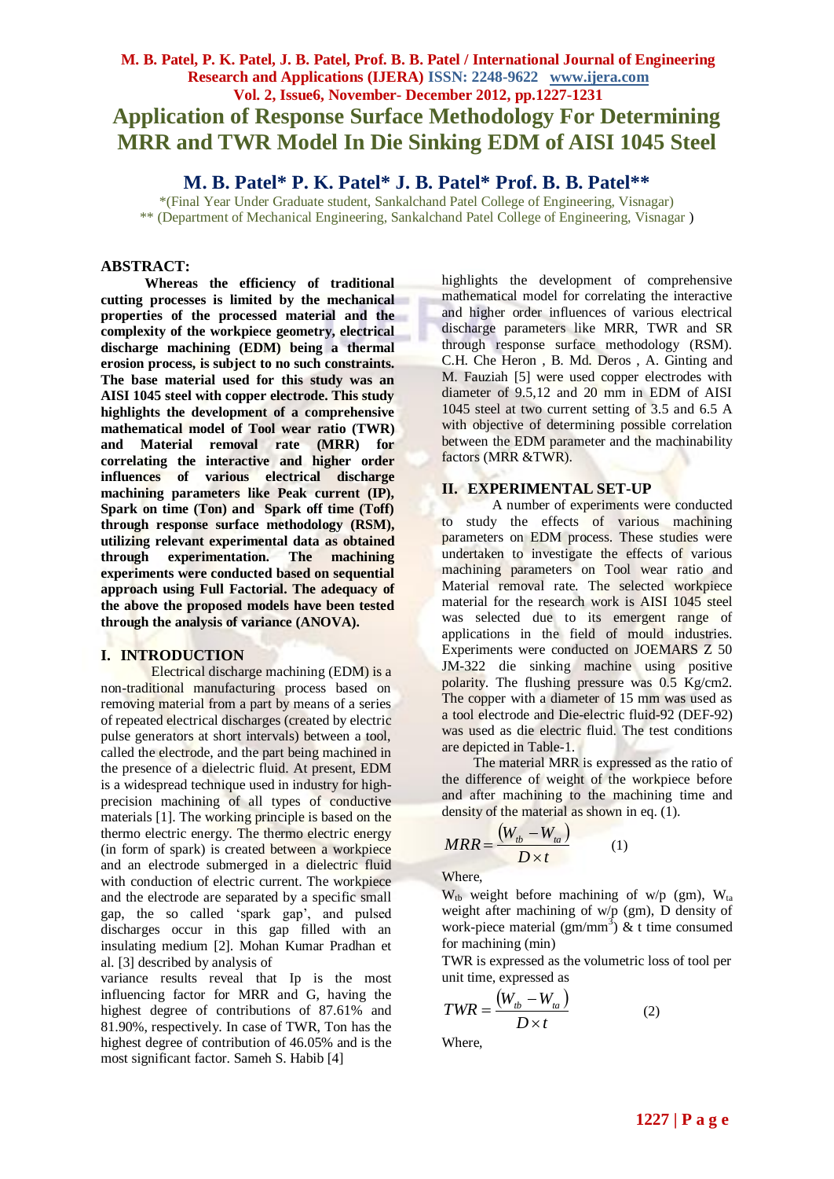# Application of Response Surface Methodology For Determining MRR and TWR Model In Die Sinking EDM of AISI 1045 Steel

**M. B. Patel\* P. K. Patel\* J. B. Patel\* Prof. B. B. Patel\*\***

\*(Final Year Under Graduate student, Sankalchand Patel College of Engineering, Visnagar)
\*\* (Department of Mechanical Engineering, Sankalchand Patel College of Engineering, Visnagar )

## ABSTRACT:

**Whereas the efficiency of traditional cutting processes is limited by the mechanical properties of the processed material and the complexity of the workpiece geometry, electrical discharge machining (EDM) being a thermal erosion process, is subject to no such constraints. The base material used for this study was an AISI 1045 steel with copper electrode. This study highlights the development of a comprehensive mathematical model of Tool wear ratio (TWR) and Material removal rate (MRR) for correlating the interactive and higher order influences of various electrical discharge machining parameters like Peak current (IP), Spark on time (Ton) and Spark off time (Toff) through response surface methodology (RSM), utilizing relevant experimental data as obtained through experimentation. The machining experiments were conducted based on sequential approach using Full Factorial. The adequacy of the above the proposed models have been tested through the analysis of variance (ANOVA).**

## I. INTRODUCTION

Electrical discharge machining (EDM) is a non-traditional manufacturing process based on removing material from a part by means of a series of repeated electrical discharges (created by electric pulse generators at short intervals) between a tool, called the electrode, and the part being machined in the presence of a dielectric fluid. At present, EDM is a widespread technique used in industry for high-precision machining of all types of conductive materials [1]. The working principle is based on the thermo electric energy. The thermo electric energy (in form of spark) is created between a workpiece and an electrode submerged in a dielectric fluid with conduction of electric current. The workpiece and the electrode are separated by a specific small gap, the so called 'spark gap', and pulsed discharges occur in this gap filled with an insulating medium [2]. Mohan Kumar Pradhan et al. [3] described by analysis of variance results reveal that Ip is the most influencing factor for MRR and G, having the highest degree of contributions of 87.61% and 81.90%, respectively. In case of TWR, Ton has the highest degree of contribution of 46.05% and is the most significant factor. Sameh S. Habib [4] highlights the development of comprehensive mathematical model for correlating the interactive and higher order influences of various electrical discharge parameters like MRR, TWR and SR through response surface methodology (RSM). C.H. Che Heron , B. Md. Deros , A. Ginting and M. Fauziah [5] were used copper electrodes with diameter of 9.5,12 and 20 mm in EDM of AISI 1045 steel at two current setting of 3.5 and 6.5 A with objective of determining possible correlation between the EDM parameter and the machinability factors (MRR &TWR).

## II. EXPERIMENTAL SET-UP

A number of experiments were conducted to study the effects of various machining parameters on EDM process. These studies were undertaken to investigate the effects of various machining parameters on Tool wear ratio and Material removal rate. The selected workpiece material for the research work is AISI 1045 steel was selected due to its emergent range of applications in the field of mould industries. Experiments were conducted on JOEMARS Z 50 JM-322 die sinking machine using positive polarity. The flushing pressure was 0.5 Kg/cm2. The copper with a diameter of 15 mm was used as a tool electrode and Die-electric fluid-92 (DEF-92) was used as die electric fluid. The test conditions are depicted in Table-1.

The material MRR is expressed as the ratio of the difference of weight of the workpiece before and after machining to the machining time and density of the material as shown in eq. (1).

$$MRR = \frac{(W_{tb} - W_{ta})}{D \times t} \qquad (1)$$

Where,

$W_{tb}$ weight before machining of w/p (gm), $W_{ta}$ weight after machining of w/p (gm), D density of work-piece material (gm/mm$^3$) & t time consumed for machining (min)

TWR is expressed as the volumetric loss of tool per unit time, expressed as

$$TWR = \frac{(W_{tb} - W_{ta})}{D \times t} \qquad (2)$$

Where,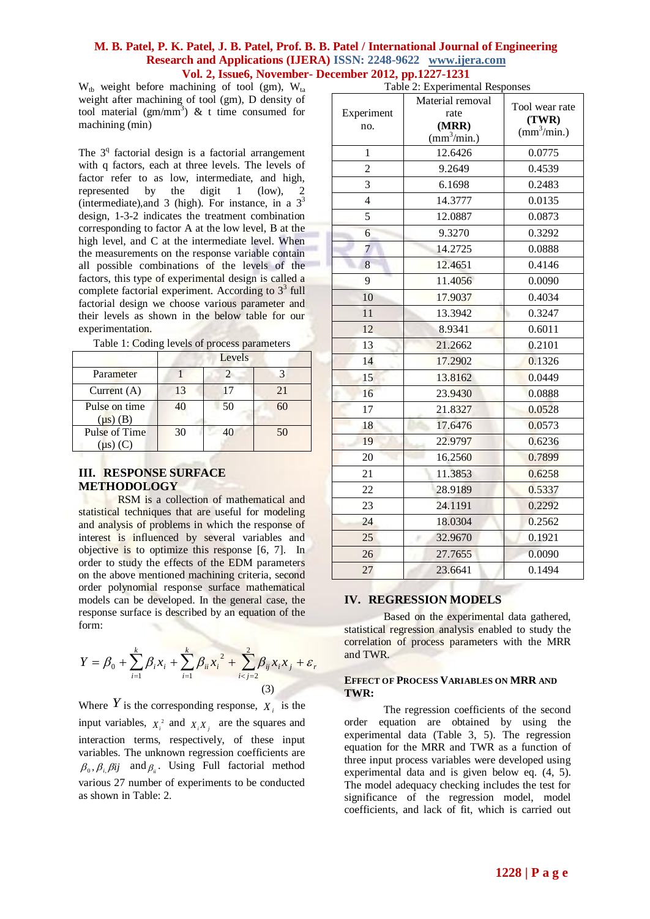$W_{tb}$ weight before machining of tool (gm), $W_{ta}$ weight after machining of tool (gm), D density of tool material (gm/mm$^3$) & t time consumed for machining (min)

The $3^q$ factorial design is a factorial arrangement with q factors, each at three levels. The levels of factor refer to as low, intermediate, and high, represented by the digit 1 (low), 2 (intermediate),and 3 (high). For instance, in a $3^3$ design, 1-3-2 indicates the treatment combination corresponding to factor A at the low level, B at the high level, and C at the intermediate level. When the measurements on the response variable contain all possible combinations of the levels of the factors, this type of experimental design is called a complete factorial experiment. According to $3^3$ full factorial design we choose various parameter and their levels as shown in the below table for our experimentation.

Table 1: Coding levels of process parameters

| Parameter | Levels | | |
|---|---|---|---|
| | 1 | 2 | 3 |
| Current (A) | 13 | 17 | 21 |
| Pulse on time (μs) (B) | 40 | 50 | 60 |
| Pulse of Time (μs) (C) | 30 | 40 | 50 |

## III. RESPONSE SURFACE METHODOLOGY

RSM is a collection of mathematical and statistical techniques that are useful for modeling and analysis of problems in which the response of interest is influenced by several variables and objective is to optimize this response [6, 7]. In order to study the effects of the EDM parameters on the above mentioned machining criteria, second order polynomial response surface mathematical models can be developed. In the general case, the response surface is described by an equation of the form:

$$Y = \beta_0 + \sum_{i=1}^{k} \beta_i x_i + \sum_{i=1}^{k} \beta_{ii} x_i^{\,2} + \sum_{i<j=2}^{2} \beta_{ij} x_i x_j + \varepsilon_r \tag{3}$$

Where $Y$ is the corresponding response, $X_i$ is the input variables, $X_i^{\,2}$ and $X_i X_j$ are the squares and interaction terms, respectively, of these input variables. The unknown regression coefficients are $\beta_0, \beta_i, \beta ij$ and $\beta_{ii}$. Using Full factorial method various 27 number of experiments to be conducted as shown in Table: 2.

Table 2: Experimental Responses

| Experiment no. | Material removal rate **(MRR)** (mm$^3$/min.) | Tool wear rate **(TWR)** (mm$^3$/min.) |
|---|---|---|
| 1 | 12.6426 | 0.0775 |
| 2 | 9.2649 | 0.4539 |
| 3 | 6.1698 | 0.2483 |
| 4 | 14.3777 | 0.0135 |
| 5 | 12.0887 | 0.0873 |
| 6 | 9.3270 | 0.3292 |
| 7 | 14.2725 | 0.0888 |
| 8 | 12.4651 | 0.4146 |
| 9 | 11.4056 | 0.0090 |
| 10 | 17.9037 | 0.4034 |
| 11 | 13.3942 | 0.3247 |
| 12 | 8.9341 | 0.6011 |
| 13 | 21.2662 | 0.2101 |
| 14 | 17.2902 | 0.1326 |
| 15 | 13.8162 | 0.0449 |
| 16 | 23.9430 | 0.0888 |
| 17 | 21.8327 | 0.0528 |
| 18 | 17.6476 | 0.0573 |
| 19 | 22.9797 | 0.6236 |
| 20 | 16.2560 | 0.7899 |
| 21 | 11.3853 | 0.6258 |
| 22 | 28.9189 | 0.5337 |
| 23 | 24.1191 | 0.2292 |
| 24 | 18.0304 | 0.2562 |
| 25 | 32.9670 | 0.1921 |
| 26 | 27.7655 | 0.0090 |
| 27 | 23.6641 | 0.1494 |

## IV. REGRESSION MODELS

Based on the experimental data gathered, statistical regression analysis enabled to study the correlation of process parameters with the MRR and TWR.

### EFFECT OF PROCESS VARIABLES ON MRR AND TWR:

The regression coefficients of the second order equation are obtained by using the experimental data (Table 3, 5). The regression equation for the MRR and TWR as a function of three input process variables were developed using experimental data and is given below eq. (4, 5). The model adequacy checking includes the test for significance of the regression model, model coefficients, and lack of fit, which is carried out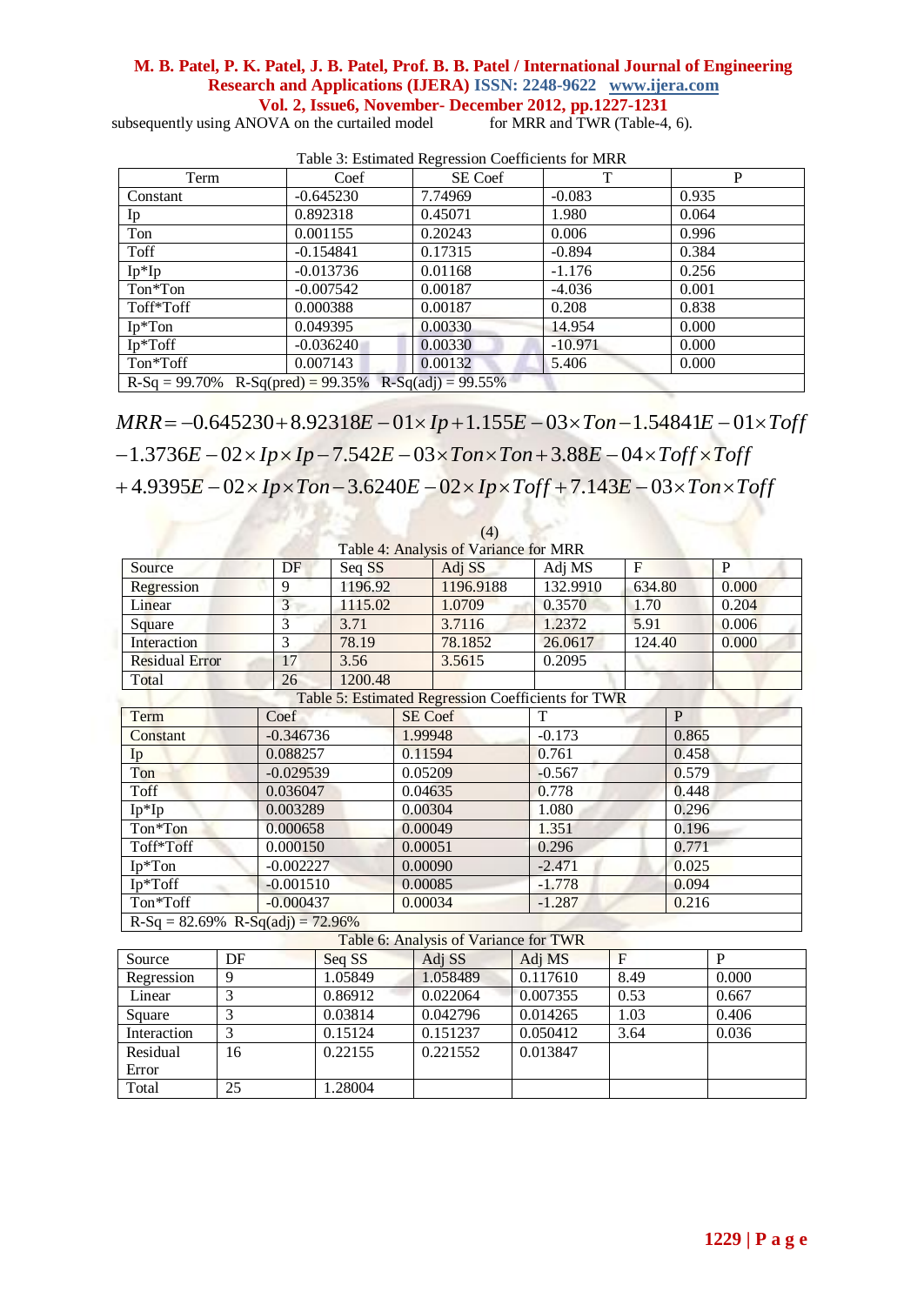subsequently using ANOVA on the curtailed model for MRR and TWR (Table-4, 6).

Table 3: Estimated Regression Coefficients for MRR

| Term | Coef | SE Coef | T | P |
|---|---|---|---|---|
| Constant | -0.645230 | 7.74969 | -0.083 | 0.935 |
| Ip | 0.892318 | 0.45071 | 1.980 | 0.064 |
| Ton | 0.001155 | 0.20243 | 0.006 | 0.996 |
| Toff | -0.154841 | 0.17315 | -0.894 | 0.384 |
| Ip*Ip | -0.013736 | 0.01168 | -1.176 | 0.256 |
| Ton*Ton | -0.007542 | 0.00187 | -4.036 | 0.001 |
| Toff*Toff | 0.000388 | 0.00187 | 0.208 | 0.838 |
| Ip*Ton | 0.049395 | 0.00330 | 14.954 | 0.000 |
| Ip*Toff | -0.036240 | 0.00330 | -10.971 | 0.000 |
| Ton*Toff | 0.007143 | 0.00132 | 5.406 | 0.000 |
| R-Sq = 99.70% R-Sq(pred) = 99.35% R-Sq(adj) = 99.55% | | | | |

$$MRR = -0.645230 + 8.92318E-01 \times Ip + 1.155E-03 \times Ton - 1.54841E-01 \times Toff$$
$$-1.3736E-02 \times Ip \times Ip - 7.542E-03 \times Ton \times Ton + 3.88E-04 \times Toff \times Toff$$
$$+4.9395E-02 \times Ip \times Ton - 3.6240E-02 \times Ip \times Toff + 7.143E-03 \times Ton \times Toff \quad (4)$$

Table 4: Analysis of Variance for MRR

| Source | DF | Seq SS | Adj SS | Adj MS | F | P |
|---|---|---|---|---|---|---|
| Regression | 9 | 1196.92 | 1196.9188 | 132.9910 | 634.80 | 0.000 |
| Linear | 3 | 1115.02 | 1.0709 | 0.3570 | 1.70 | 0.204 |
| Square | 3 | 3.71 | 3.7116 | 1.2372 | 5.91 | 0.006 |
| Interaction | 3 | 78.19 | 78.1852 | 26.0617 | 124.40 | 0.000 |
| Residual Error | 17 | 3.56 | 3.5615 | 0.2095 | | |
| Total | 26 | 1200.48 | | | | |

Table 5: Estimated Regression Coefficients for TWR

| Term | Coef | SE Coef | T | P |
|---|---|---|---|---|
| Constant | -0.346736 | 1.99948 | -0.173 | 0.865 |
| Ip | 0.088257 | 0.11594 | 0.761 | 0.458 |
| Ton | -0.029539 | 0.05209 | -0.567 | 0.579 |
| Toff | 0.036047 | 0.04635 | 0.778 | 0.448 |
| Ip*Ip | 0.003289 | 0.00304 | 1.080 | 0.296 |
| Ton*Ton | 0.000658 | 0.00049 | 1.351 | 0.196 |
| Toff*Toff | 0.000150 | 0.00051 | 0.296 | 0.771 |
| Ip*Ton | -0.002227 | 0.00090 | -2.471 | 0.025 |
| Ip*Toff | -0.001510 | 0.00085 | -1.778 | 0.094 |
| Ton*Toff | -0.000437 | 0.00034 | -1.287 | 0.216 |
| R-Sq = 82.69% R-Sq(adj) = 72.96% | | | | |

Table 6: Analysis of Variance for TWR

| Source | DF | Seq SS | Adj SS | Adj MS | F | P |
|---|---|---|---|---|---|---|
| Regression | 9 | 1.05849 | 1.058489 | 0.117610 | 8.49 | 0.000 |
| Linear | 3 | 0.86912 | 0.022064 | 0.007355 | 0.53 | 0.667 |
| Square | 3 | 0.03814 | 0.042796 | 0.014265 | 1.03 | 0.406 |
| Interaction | 3 | 0.15124 | 0.151237 | 0.050412 | 3.64 | 0.036 |
| Residual Error | 16 | 0.22155 | 0.221552 | 0.013847 | | |
| Total | 25 | 1.28004 | | | | |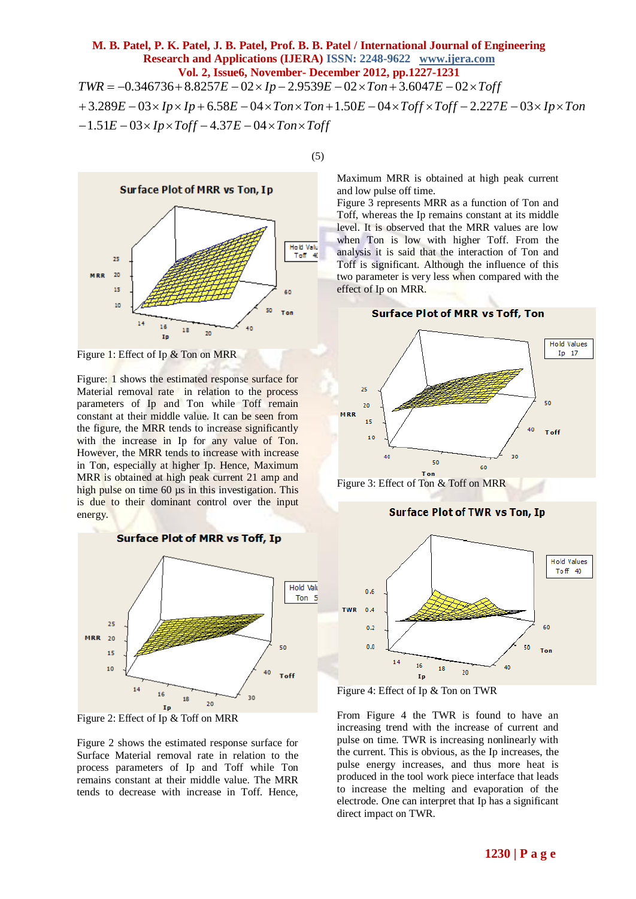$$TWR = -0.346736 + 8.8257E-02 \times Ip - 2.9539E-02 \times Ton + 3.6047E-02 \times Toff$$
$$+3.289E-03 \times Ip \times Ip + 6.58E-04 \times Ton \times Ton + 1.50E-04 \times Toff \times Toff - 2.227E-03 \times Ip \times Ton$$
$$-1.51E-03 \times Ip \times Toff - 4.37E-04 \times Ton \times Toff \quad (5)$$

Figure 1: Effect of Ip & Ton on MRR

Figure: 1 shows the estimated response surface for Material removal rate in relation to the process parameters of Ip and Ton while Toff remain constant at their middle value. It can be seen from the figure, the MRR tends to increase significantly with the increase in Ip for any value of Ton. However, the MRR tends to increase with increase in Ton, especially at higher Ip. Hence, Maximum MRR is obtained at high peak current 21 amp and high pulse on time 60 µs in this investigation. This is due to their dominant control over the input energy.

Figure 2: Effect of Ip & Toff on MRR

Figure 2 shows the estimated response surface for Surface Material removal rate in relation to the process parameters of Ip and Toff while Ton remains constant at their middle value. The MRR tends to decrease with increase in Toff. Hence, Maximum MRR is obtained at high peak current and low pulse off time.

Figure 3 represents MRR as a function of Ton and Toff, whereas the Ip remains constant at its middle level. It is observed that the MRR values are low when Ton is low with higher Toff. From the analysis it is said that the interaction of Ton and Toff is significant. Although the influence of this two parameter is very less when compared with the effect of Ip on MRR.

Figure 3: Effect of Ton & Toff on MRR

Figure 4: Effect of Ip & Ton on TWR

From Figure 4 the TWR is found to have an increasing trend with the increase of current and pulse on time. TWR is increasing nonlinearly with the current. This is obvious, as the Ip increases, the pulse energy increases, and thus more heat is produced in the tool work piece interface that leads to increase the melting and evaporation of the electrode. One can interpret that Ip has a significant direct impact on TWR.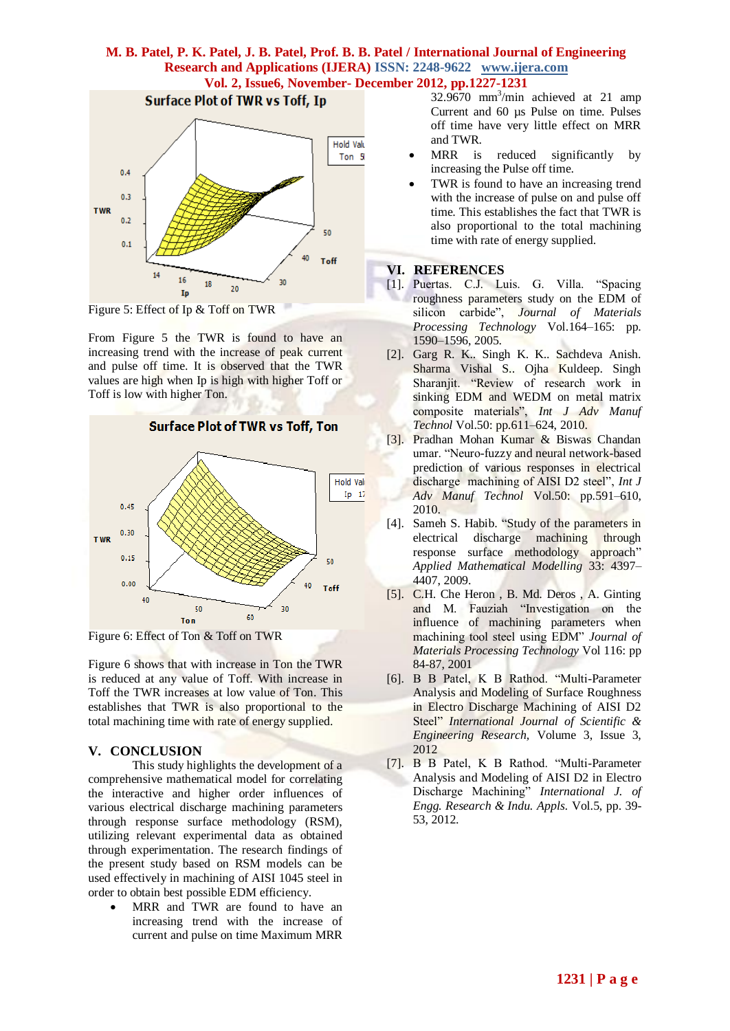Surface Plot of TWR vs Toff, Ip

Hold Valu
Ton 5

TWR
0.4
0.3
0.2
0.1
14
16
18
20
Ip
30
40
50
Toff

Figure 5: Effect of Ip & Toff on TWR

From Figure 5 the TWR is found to have an increasing trend with the increase of peak current and pulse off time. It is observed that the TWR values are high when Ip is high with higher Toff or Toff is low with higher Ton.

Surface Plot of TWR vs Toff, Ton

Hold Val
Ip 17

TWR
0.45
0.30
0.15
0.00
40
50
60
Ton
30
40
50
Toff

Figure 6: Effect of Ton & Toff on TWR

Figure 6 shows that with increase in Ton the TWR is reduced at any value of Toff. With increase in Toff the TWR increases at low value of Ton. This establishes that TWR is also proportional to the total machining time with rate of energy supplied.

## V. CONCLUSION

This study highlights the development of a comprehensive mathematical model for correlating the interactive and higher order influences of various electrical discharge machining parameters through response surface methodology (RSM), utilizing relevant experimental data as obtained through experimentation. The research findings of the present study based on RSM models can be used effectively in machining of AISI 1045 steel in order to obtain best possible EDM efficiency.

- MRR and TWR are found to have an increasing trend with the increase of current and pulse on time Maximum MRR 32.9670 $mm^3$/min achieved at 21 amp Current and 60 µs Pulse on time. Pulses off time have very little effect on MRR and TWR.
- MRR is reduced significantly by increasing the Pulse off time.
- TWR is found to have an increasing trend with the increase of pulse on and pulse off time. This establishes the fact that TWR is also proportional to the total machining time with rate of energy supplied.

## VI. REFERENCES

[1]. Puertas. C.J. Luis. G. Villa. "Spacing roughness parameters study on the EDM of silicon carbide", *Journal of Materials Processing Technology* Vol.164–165: pp. 1590–1596, 2005.

[2]. Garg R. K.. Singh K. K.. Sachdeva Anish. Sharma Vishal S.. Ojha Kuldeep. Singh Sharanjit. "Review of research work in sinking EDM and WEDM on metal matrix composite materials", *Int J Adv Manuf Technol* Vol.50: pp.611–624, 2010.

[3]. Pradhan Mohan Kumar & Biswas Chandan umar. "Neuro-fuzzy and neural network-based prediction of various responses in electrical discharge machining of AISI D2 steel", *Int J Adv Manuf Technol* Vol.50: pp.591–610, 2010.

[4]. Sameh S. Habib. "Study of the parameters in electrical discharge machining through response surface methodology approach" *Applied Mathematical Modelling* 33: 4397–4407, 2009.

[5]. C.H. Che Heron , B. Md. Deros , A. Ginting and M. Fauziah "Investigation on the influence of machining parameters when machining tool steel using EDM" *Journal of Materials Processing Technology* Vol 116: pp 84-87, 2001

[6]. B B Patel, K B Rathod. "Multi-Parameter Analysis and Modeling of Surface Roughness in Electro Discharge Machining of AISI D2 Steel" *International Journal of Scientific & Engineering Research*, Volume 3, Issue 3, 2012

[7]. B B Patel, K B Rathod. "Multi-Parameter Analysis and Modeling of AISI D2 in Electro Discharge Machining" *International J. of Engg. Research & Indu. Appls.* Vol.5, pp. 39-53, 2012.